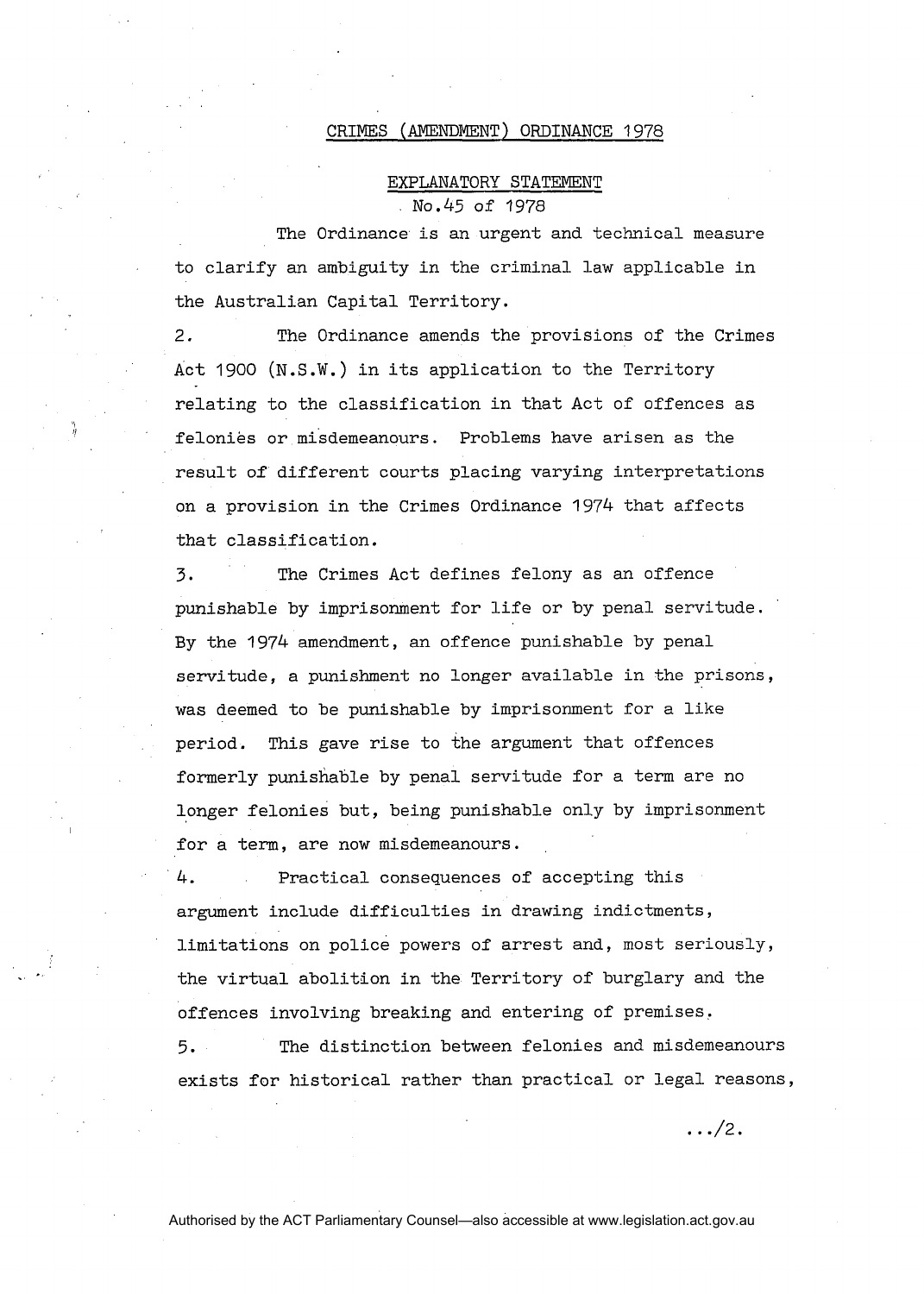# CRIMES (AMENDMENT) ORDINANCE 1978

## EXPLANATORY STATEMENT

No.45 of 1978

The Ordinance is an urgent and technical measure to clarify an ambiguity in the criminal law applicable in the Australian Capital Territory.

2. The Ordinance amends the provisions of the Crimes Act 1900 (N.S.W.) in its application to the Territory relating to the classification in that Act of offences as felonies or misdemeanours. Problems have arisen as the result of different courts placing varying interpretations on a provision in the Crimes Ordinance 1974 that affects that classification.

3. The Crimes Act defines felony as an offence punishable by imprisonment for life or by penal servitude. By the 1974 amendment, an offence punishable by penal servitude, a punishment no longer available in the prisons, was deemed to be punishable by imprisonment for a like period. This gave rise to the argument that offences formerly punishable by penal servitude for a term are no longer felonies but, being punishable only by imprisonment for a term, are now misdemeanours.

4. Practical consequences of accepting this argument include difficulties in drawing indictments, limitations on police powers of arrest and, most seriously, the virtual abolition in the Territory of burglary and the offences involving breaking and entering of premises.

5. The distinction between felonies and misdemeanours exists for historical rather than practical or legal reasons,

.../2.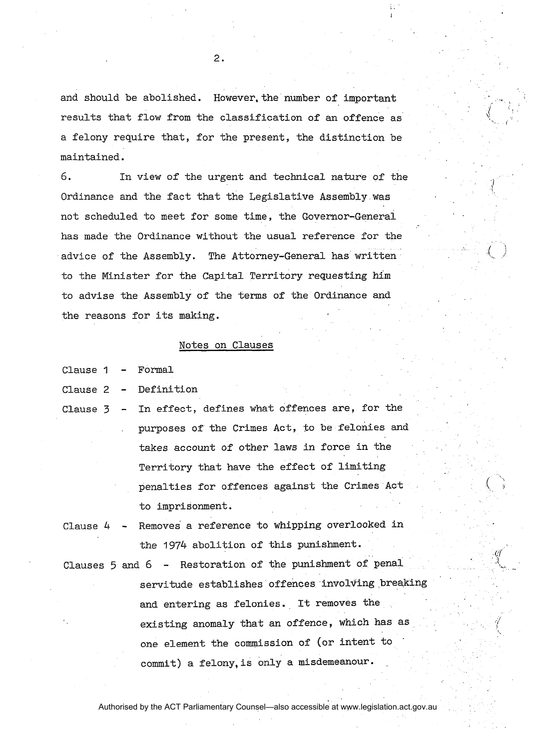and should be abolished. However, the number of important results that flow from the classification of an offence as a felony require that, for the present, the distinction be maintained.

6. In view of the urgent and technical nature of the Ordinance and the fact that the Legislative Assembly was not scheduled to meet for some time, the Governor-General has made the Ordinance without the usual reference for the advice of the Assembly. The Attorney-General has written to the Minister for the Capital Territory requesting him to advise the Assembly of the terms of the Ordinance and the reasons for its making.

## Notes on Clauses

Clause 1 - Formal

Clause 2 - Definition

Clause 3 - In effect, defines what offences are, for the purposes of the Crimes Act, to be felonies and takes account of other laws in force in the Territory that have the effect of limiting penalties for offences against the Crimes Act to imprisonment.

Clause 4 - Removes a reference to whipping overlooked in the 1974 abolition of this punishment.

Clauses 5 and 6 - Restoration of the punishment of penal servitude establishes offences involving breaking and entering as felonies. It removes the existing anomaly that an offence, which has as one element the commission of (or intent to commit) a felony, is only a misdemeanour.